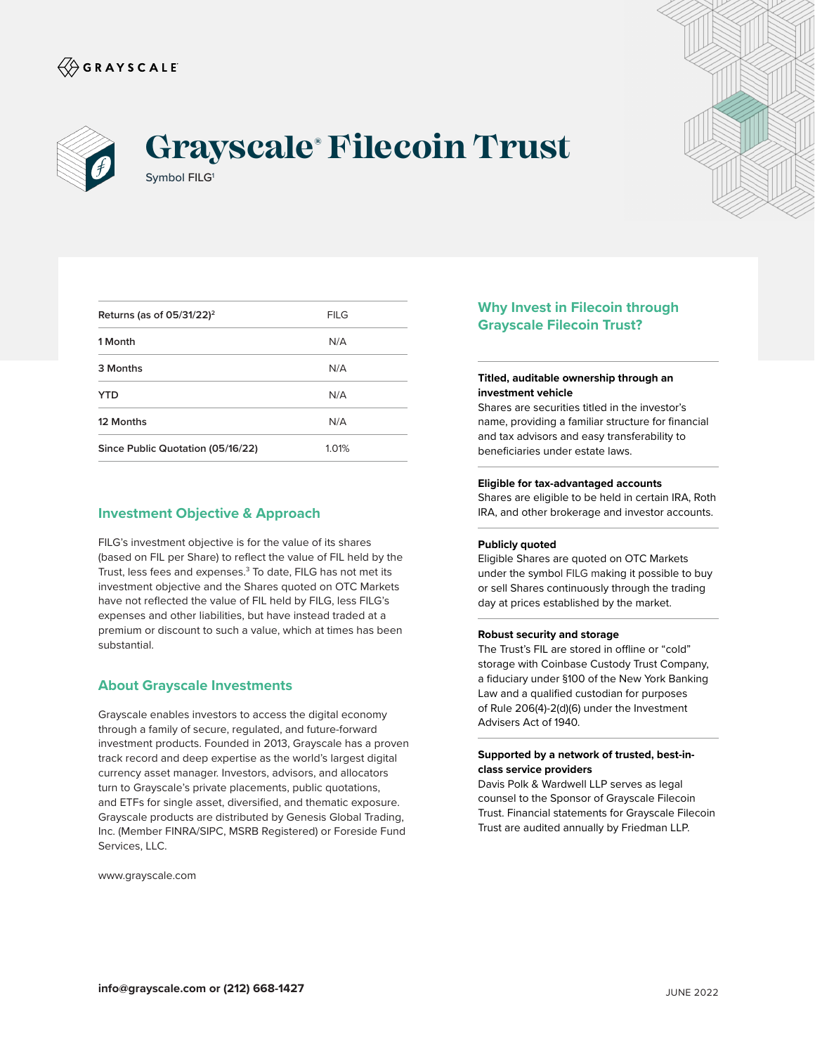GRAYSCALE

# Grayscale® Filecoin Trust

Symbol FILG[1]

| Returns (as of 05/31/22)[2] | FILG |
|---|---|
| 1 Month | N/A |
| 3 Months | N/A |
| YTD | N/A |
| 12 Months | N/A |
| Since Public Quotation (05/16/22) | 1.01% |

## Investment Objective & Approach

FILG's investment objective is for the value of its shares (based on FIL per Share) to reflect the value of FIL held by the Trust, less fees and expenses.[3] To date, FILG has not met its investment objective and the Shares quoted on OTC Markets have not reflected the value of FIL held by FILG, less FILG's expenses and other liabilities, but have instead traded at a premium or discount to such a value, which at times has been substantial.

## About Grayscale Investments

Grayscale enables investors to access the digital economy through a family of secure, regulated, and future-forward investment products. Founded in 2013, Grayscale has a proven track record and deep expertise as the world's largest digital currency asset manager. Investors, advisors, and allocators turn to Grayscale's private placements, public quotations, and ETFs for single asset, diversified, and thematic exposure. Grayscale products are distributed by Genesis Global Trading, Inc. (Member FINRA/SIPC, MSRB Registered) or Foreside Fund Services, LLC.

www.grayscale.com

## Why Invest in Filecoin through Grayscale Filecoin Trust?

**Titled, auditable ownership through an investment vehicle**
Shares are securities titled in the investor's name, providing a familiar structure for financial and tax advisors and easy transferability to beneficiaries under estate laws.

**Eligible for tax-advantaged accounts**
Shares are eligible to be held in certain IRA, Roth IRA, and other brokerage and investor accounts.

**Publicly quoted**
Eligible Shares are quoted on OTC Markets under the symbol FILG making it possible to buy or sell Shares continuously through the trading day at prices established by the market.

**Robust security and storage**
The Trust's FIL are stored in offline or "cold" storage with Coinbase Custody Trust Company, a fiduciary under §100 of the New York Banking Law and a qualified custodian for purposes of Rule 206(4)-2(d)(6) under the Investment Advisers Act of 1940.

**Supported by a network of trusted, best-in-class service providers**
Davis Polk & Wardwell LLP serves as legal counsel to the Sponsor of Grayscale Filecoin Trust. Financial statements for Grayscale Filecoin Trust are audited annually by Friedman LLP.

**info@grayscale.com or (212) 668-1427**

JUNE 2022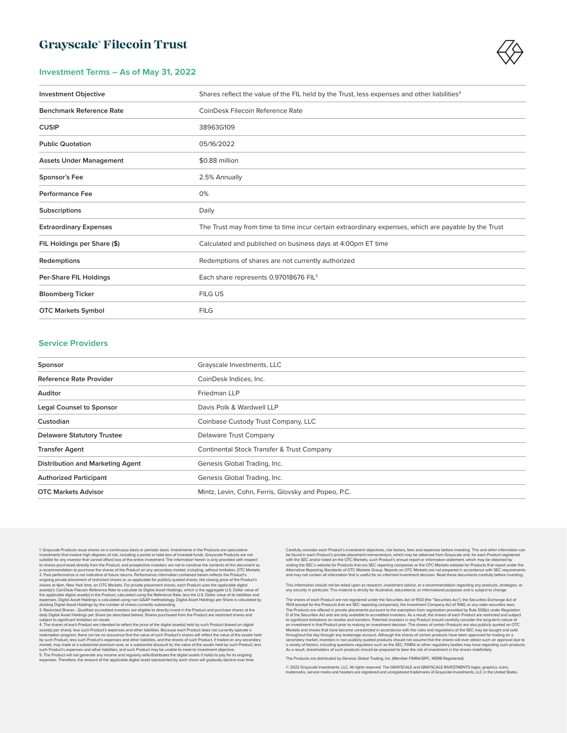# Grayscale® Filecoin Trust

## Investment Terms – As of May 31, 2022

| | |
|---|---|
| Investment Objective | Shares reflect the value of the FIL held by the Trust, less expenses and other liabilities[4] |
| Benchmark Reference Rate | CoinDesk Filecoin Reference Rate |
| CUSIP | 38963G109 |
| Public Quotation | 05/16/2022 |
| Assets Under Management | $0.88 million |
| Sponsor's Fee | 2.5% Annually |
| Performance Fee | 0% |
| Subscriptions | Daily |
| Extraordinary Expenses | The Trust may from time to time incur certain extraordinary expenses, which are payable by the Trust |
| FIL Holdings per Share ($) | Calculated and published on business days at 4:00pm ET time |
| Redemptions | Redemptions of shares are not currently authorized |
| Per-Share FIL Holdings | Each share represents 0.97018676 FIL[5] |
| Bloomberg Ticker | FILG US |
| OTC Markets Symbol | FILG |

## Service Providers

| | |
|---|---|
| Sponsor | Grayscale Investments, LLC |
| Reference Rate Provider | CoinDesk Indices, Inc. |
| Auditor | Friedman LLP |
| Legal Counsel to Sponsor | Davis Polk & Wardwell LLP |
| Custodian | Coinbase Custody Trust Company, LLC |
| Delaware Statutory Trustee | Delaware Trust Company |
| Transfer Agent | Continental Stock Transfer & Trust Company |
| Distribution and Marketing Agent | Genesis Global Trading, Inc. |
| Authorized Participant | Genesis Global Trading, Inc. |
| OTC Markets Advisor | Mintz, Levin, Cohn, Ferris, Glovsky and Popeo, P.C. |

1. Grayscale Products issue shares on a continuous basis or periodic basis. Investments in the Products are speculative investments that involve high degrees of risk, including a partial or total loss of invested funds. Grayscale Products are not suitable for any investor that cannot afford loss of the entire investment. The information herein is only provided with respect to shares purchased directly from the Product, and prospective investors are not to construe the contents of this document as a recommendation to purchase the shares of the Product on any secondary market, including, without limitation, OTC Markets.
2. Past performance is not indicative of future returns. Performance information contained herein reflects the Product's ongoing private placement of restricted shares or, as applicable for publicly quoted shares, the closing price of the Product's shares at 4pm, New York time, on OTC Markets. For private placement shares, each Product uses the applicable digital asset(s)'s CoinDesk Filecoin Reference Rate to calculate its Digital Asset Holdings, which is the aggregate U.S. Dollar value of the applicable digital asset(s) in the Product, calculated using the Reference Rate, less the U.S. Dollar value of its liabilities and expenses. Digital Asset Holdings is calculated using non-GAAP methodology. Digital Asset Holdings per Share is calculated by dividing Digital Asset Holdings by the number of shares currently outstanding.
3. Restricted Shares - Qualified accredited investors are eligible to directly invest in the Product and purchase shares at the daily Digital Asset Holdings per Share (as described below). Shares purchased from the Product are restricted shares and subject to significant limitation on resale.
4. The shares of each Product are intended to reflect the price of the digital asset(s) held by such Product (based on digital asset(s) per share), less such Product's expenses and other liabilities. Because each Product does not currently operate a redemption program, there can be no assurance that the value of such Product's shares will reflect the value of the assets held by such Product, less such Product's expenses and other liabilities, and the shares of such Product, if traded on any secondary market, may trade at a substantial premium over, or a substantial discount to, the value of the assets held by such Product, less such Product's expenses and other liabilities, and such Product may be unable to meet its investment objective.
5. The Product will not generate any income and regularly sells/distributes the digital assets it holds to pay for its ongoing expenses. Therefore, the amount of the applicable digital asset represented by each share will gradually decline over time.

Carefully consider each Product's investment objectives, risk factors, fees and expenses before investing. This and other information can be found in each Product's private placement memorandum, which may be obtained from Grayscale and, for each Product registered with the SEC and/or listed on the OTC Markets, such Product's annual report or information statement, which may be obtained by visiting the SEC's website for Products that are SEC reporting companies or the OTC Markets website for Products that report under the Alternative Reporting Standards of OTC Markets Group. Reports on OTC Markets are not prepared in accordance with SEC requirements and may not contain all information that is useful for an informed investment decision. Read these documents carefully before investing.

This information should not be relied upon as research, investment advice, or a recommendation regarding any products, strategies, or any security in particular. This material is strictly for illustrative, educational, or informational purposes and is subject to change.

The shares of each Product are not registered under the Securities Act of 1933 (the "Securities Act"), the Securities Exchange Act of 1934 (except for the Products that are SEC reporting companies), the Investment Company Act of 1940, or any state securities laws. The Products are offered in private placements pursuant to the exemption from registration provided by Rule 506(c) under Regulation D of the Securities Act and are only available to accredited investors. As a result, the shares of each Product are restricted and subject to significant limitations on resales and transfers. Potential investors in any Product should carefully consider the long-term nature of an investment in that Product prior to making an investment decision. The shares of certain Products are also publicly quoted on OTC Markets and shares that have become unrestricted in accordance with the rules and regulations of the SEC may be bought and sold throughout the day through any brokerage account. Although the shares of certain products have been approved for trading on a secondary market, investors in non-publicly quoted products should not assume that the shares will ever obtain such an approval due to a variety of factors, including questions regulators such as the SEC, FINRA or other regulatory bodies may have regarding such products. As a result, shareholders of such products should be prepared to bear the risk of investment in the shares indefinitely.

The Products are distributed by Genesis Global Trading, Inc. (Member FINRA/SIPC, MSRB Registered).

© 2022 Grayscale Investments, LLC. All rights reserved. The GRAYSCALE and GRAYSCALE INVESTMENTS logos, graphics, icons, trademarks, service marks and headers are registered and unregistered trademarks of Grayscale Investments, LLC in the United States.